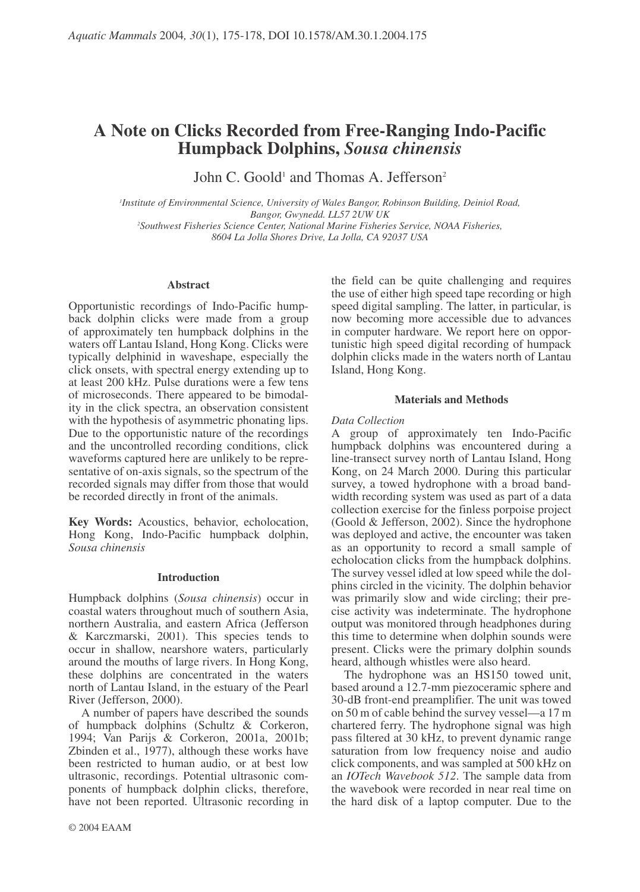# A Note on Clicks Recorded from Free-Ranging Indo-Pacific Humpback Dolphins, *Sousa chinensis*

John C. Goold[1] and Thomas A. Jefferson[2]

[1]*Institute of Environmental Science, University of Wales Bangor, Robinson Building, Deiniol Road, Bangor, Gwynedd. LL57 2UW UK*
[2]*Southwest Fisheries Science Center, National Marine Fisheries Service, NOAA Fisheries, 8604 La Jolla Shores Drive, La Jolla, CA 92037 USA*

## Abstract

Opportunistic recordings of Indo-Pacific humpback dolphin clicks were made from a group of approximately ten humpback dolphins in the waters off Lantau Island, Hong Kong. Clicks were typically delphinid in waveshape, especially up to the click onsets, with spectral energy extending up to at least 200 kHz. Pulse durations were a few tens of microseconds. There appeared to be bimodality in the click spectra, an observation consistent with the hypothesis of asymmetric phonating lips. Due to the opportunistic nature of the recordings and the uncontrolled recording conditions, click waveforms captured here are unlikely to be representative of on-axis signals, so the spectrum of the recorded signals may differ from those that would be recorded directly in front of the animals.

**Key Words:** Acoustics, behavior, echolocation, Hong Kong, Indo-Pacific humpback dolphin, *Sousa chinensis*

## Introduction

Humpback dolphins (*Sousa chinensis*) occur in coastal waters throughout much of southern Asia, northern Australia, and eastern Africa (Jefferson & Karczmarski, 2001). This species tends to occur in shallow, nearshore waters, particularly around the mouths of large rivers. In Hong Kong, these dolphins are concentrated in the waters north of Lantau Island, in the estuary of the Pearl River (Jefferson, 2000).

A number of papers have described the sounds of humpback dolphins (Schultz & Corkeron, 1994; Van Parijs & Corkeron, 2001a, 2001b; Zbinden et al., 1977), although these works have been restricted to human audio, or at best low ultrasonic, recordings. Potential ultrasonic components of humpback dolphin clicks, therefore, have not been reported. Ultrasonic recording in the field can be quite challenging and requires the use of either high speed tape recording or high speed digital sampling. The latter, in particular, is now becoming more accessible due to advances in computer hardware. We report here on opportunistic high speed digital recording of humpack dolphin clicks made in the waters north of Lantau Island, Hong Kong.

## Materials and Methods

### Data Collection

A group of approximately ten Indo-Pacific humpback dolphins was encountered during a line-transect survey north of Lantau Island, Hong Kong, on 24 March 2000. During this particular survey, a towed hydrophone with a broad bandwidth recording system was used as part of a data collection exercise for the finless porpoise project (Goold & Jefferson, 2002). Since the hydrophone was deployed and active, the encounter was taken as an opportunity to record a small sample of echolocation clicks from the humpback dolphins. The survey vessel idled at low speed while the dolphins circled in the vicinity. The dolphin behavior was primarily slow and wide circling; their precise activity was indeterminate. The hydrophone output was monitored through headphones during this time to determine when dolphin sounds were present. Clicks were the primary dolphin sounds heard, although whistles were also heard.

The hydrophone was an HS150 towed unit, based around a 12.7-mm piezoceramic sphere and 30-dB front-end preamplifier. The unit was towed on 50 m of cable behind the survey vessel—a 17 m chartered ferry. The hydrophone signal was high pass filtered at 30 kHz, to prevent dynamic range saturation from low frequency noise and audio click components, and was sampled at 500 kHz on an *IOTech Wavebook 512*. The sample data from the wavebook were recorded in near real time on the hard disk of a laptop computer. Due to the

© 2004 EAAM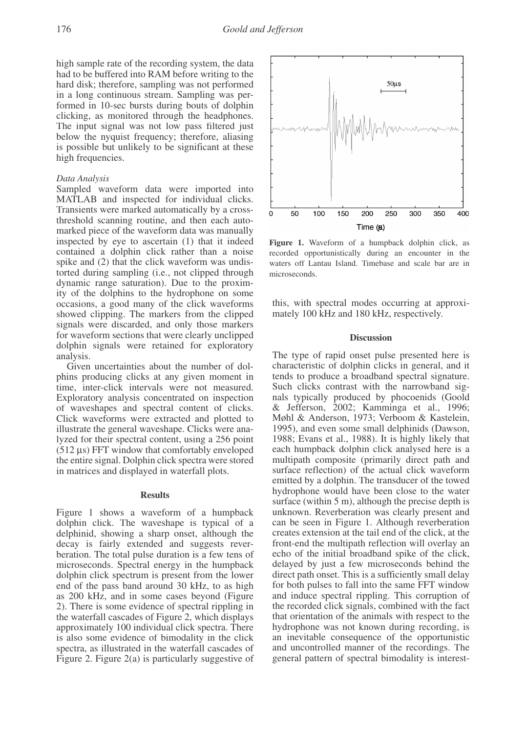high sample rate of the recording system, the data had to be buffered into RAM before writing to the hard disk; therefore, sampling was not performed in a long continuous stream. Sampling was performed in 10-sec bursts during bouts of dolphin clicking, as monitored through the headphones. The input signal was not low pass filtered just below the nyquist frequency; therefore, aliasing is possible but unlikely to be significant at these high frequencies.

### *Data Analysis*

Sampled waveform data were imported into MATLAB and inspected for individual clicks. Transients were marked automatically by a cross-threshold scanning routine, and then each auto-marked piece of the waveform data was manually inspected by eye to ascertain (1) that it indeed contained a dolphin click rather than a noise spike and (2) that the click waveform was undistorted during sampling (i.e., not clipped through dynamic range saturation). Due to the proximity of the dolphins to the hydrophone on some occasions, a good many of the click waveforms showed clipping. The markers from the clipped signals were discarded, and only those markers for waveform sections that were clearly unclipped dolphin signals were retained for exploratory analysis.

Given uncertainties about the number of dolphins producing clicks at any given moment in time, inter-click intervals were not measured. Exploratory analysis concentrated on inspection of waveshapes and spectral content of clicks. Click waveforms were extracted and plotted to illustrate the general waveshape. Clicks were analyzed for their spectral content, using a 256 point (512 µs) FFT window that comfortably enveloped the entire signal. Dolphin click spectra were stored in matrices and displayed in waterfall plots.

## Results

Figure 1 shows a waveform of a humpback dolphin click. The waveshape is typical of a delphinid, showing a sharp onset, although the decay is fairly extended and suggests reverberation. The total pulse duration is a few tens of microseconds. Spectral energy in the humpback dolphin click spectrum is present from the lower end of the pass band around 30 kHz, to as high as 200 kHz, and in some cases beyond (Figure 2). There is some evidence of spectral rippling in the waterfall cascades of Figure 2, which displays approximately 100 individual click spectra. There is also some evidence of bimodality in the click spectra, as illustrated in the waterfall cascades of Figure 2. Figure 2(a) is particularly suggestive of this, with spectral modes occurring at approximately 100 kHz and 180 kHz, respectively.

**Figure 1.** Waveform of a humpback dolphin click, as recorded opportunistically during an encounter in the waters off Lantau Island. Timebase and scale bar are in microseconds.

## Discussion

The type of rapid onset pulse presented here is characteristic of dolphin clicks in general, and it tends to produce a broadband spectral signature. Such clicks contrast with the narrowband signals typically produced by phocoenids (Goold & Jefferson, 2002; Kamminga et al., 1996; Møhl & Anderson, 1973; Verboom & Kastelein, 1995), and even some small delphinids (Dawson, 1988; Evans et al., 1988). It is highly likely that each humpback dolphin click analysed here is a multipath composite (primarily direct path and surface reflection) of the actual click waveform emitted by a dolphin. The transducer of the towed hydrophone would have been close to the water surface (within 5 m), although the precise depth is unknown. Reverberation was clearly present and can be seen in Figure 1. Although reverberation creates extension at the tail end of the click, at the front-end the multipath reflection will overlay an echo of the initial broadband spike of the click, delayed by just a few microseconds behind the direct path onset. This is a sufficiently small delay for both pulses to fall into the same FFT window and induce spectral rippling. This corruption of the recorded click signals, combined with the fact that orientation of the animals with respect to the hydrophone was not known during recording, is an inevitable consequence of the opportunistic and uncontrolled manner of the recordings. The general pattern of spectral bimodality is interest-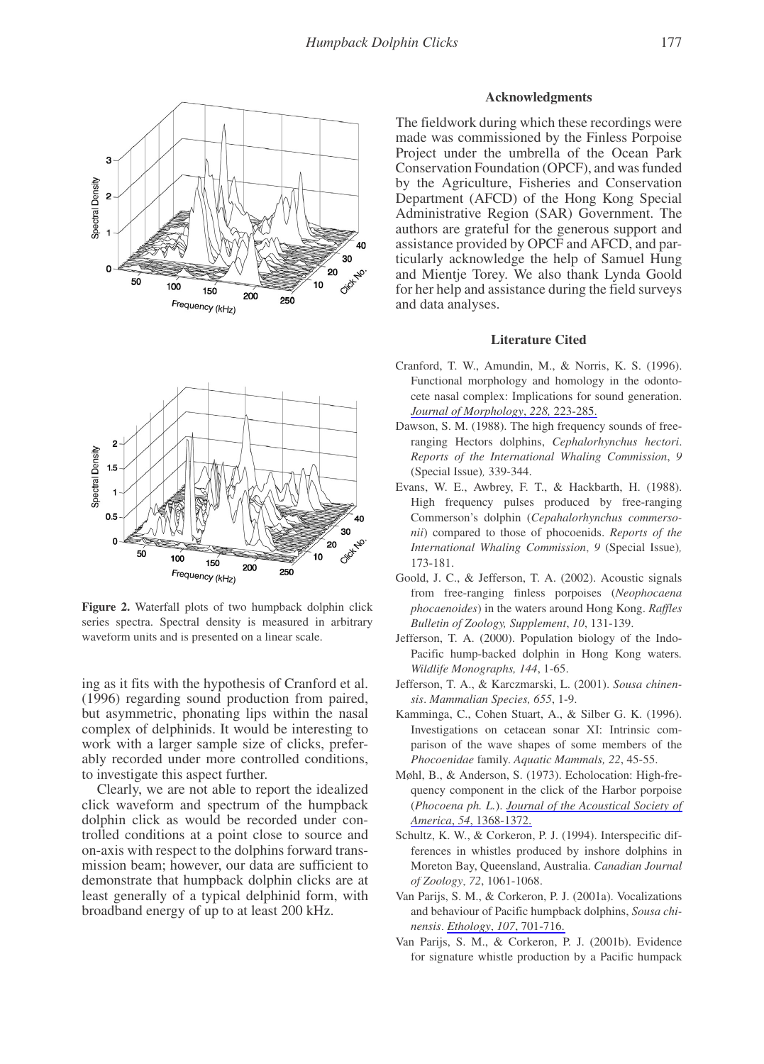**Figure 2.** Waterfall plots of two humpback dolphin click series spectra. Spectral density is measured in arbitrary waveform units and is presented on a linear scale.

ing as it fits with the hypothesis of Cranford et al. (1996) regarding sound production from paired, but asymmetric, phonating lips within the nasal complex of delphinids. It would be interesting to work with a larger sample size of clicks, preferably recorded under more controlled conditions, to investigate this aspect further.

Clearly, we are not able to report the idealized click waveform and spectrum of the humpback dolphin click as would be recorded under controlled conditions at a point close to source and on-axis with respect to the dolphins forward transmission beam; however, our data are sufficient to demonstrate that humpback dolphin clicks are at least generally of a typical delphinid form, with broadband energy of up to at least 200 kHz.

### Acknowledgments

The fieldwork during which these recordings were made was commissioned by the Finless Porpoise Project under the umbrella of the Ocean Park Conservation Foundation (OPCF), and was funded by the Agriculture, Fisheries and Conservation Department (AFCD) of the Hong Kong Special Administrative Region (SAR) Government. The authors are grateful for the generous support and assistance provided by OPCF and AFCD, and particularly acknowledge the help of Samuel Hung and Mientje Torey. We also thank Lynda Goold for her help and assistance during the field surveys and data analyses.

### Literature Cited

Cranford, T. W., Amundin, M., & Norris, K. S. (1996). Functional morphology and homology in the odontocete nasal complex: Implications for sound generation. *Journal of Morphology*, *228*, 223-285.

Dawson, S. M. (1988). The high frequency sounds of free-ranging Hectors dolphins, *Cephalorhynchus hectori*. *Reports of the International Whaling Commission*, *9* (Special Issue), 339-344.

Evans, W. E., Awbrey, F. T., & Hackbarth, H. (1988). High frequency pulses produced by free-ranging Commerson's dolphin (*Cepahalorhynchus commersonii*) compared to those of phocoenids. *Reports of the International Whaling Commission*, *9* (Special Issue), 173-181.

Goold, J. C., & Jefferson, T. A. (2002). Acoustic signals from free-ranging finless porpoises (*Neophocaena phocaenoides*) in the waters around Hong Kong. *Raffles Bulletin of Zoology, Supplement*, *10*, 131-139.

Jefferson, T. A. (2000). Population biology of the Indo-Pacific hump-backed dolphin in Hong Kong waters. *Wildlife Monographs, 144*, 1-65.

Jefferson, T. A., & Karczmarski, L. (2001). *Sousa chinensis*. *Mammalian Species, 655*, 1-9.

Kamminga, C., Cohen Stuart, A., & Silber G. K. (1996). Investigations on cetacean sonar XI: Intrinsic comparison of the wave shapes of some members of the *Phocoenidae* family. *Aquatic Mammals, 22*, 45-55.

Møhl, B., & Anderson, S. (1973). Echolocation: High-frequency component in the click of the Harbor porpoise (*Phocoena ph. L.*). *Journal of the Acoustical Society of America*, *54*, 1368-1372.

Schultz, K. W., & Corkeron, P. J. (1994). Interspecific differences in whistles produced by inshore dolphins in Moreton Bay, Queensland, Australia. *Canadian Journal of Zoology*, *72*, 1061-1068.

Van Parijs, S. M., & Corkeron, P. J. (2001a). Vocalizations and behaviour of Pacific humpback dolphins, *Sousa chinensis*. *Ethology*, *107*, 701-716.

Van Parijs, S. M., & Corkeron, P. J. (2001b). Evidence for signature whistle production by a Pacific humpack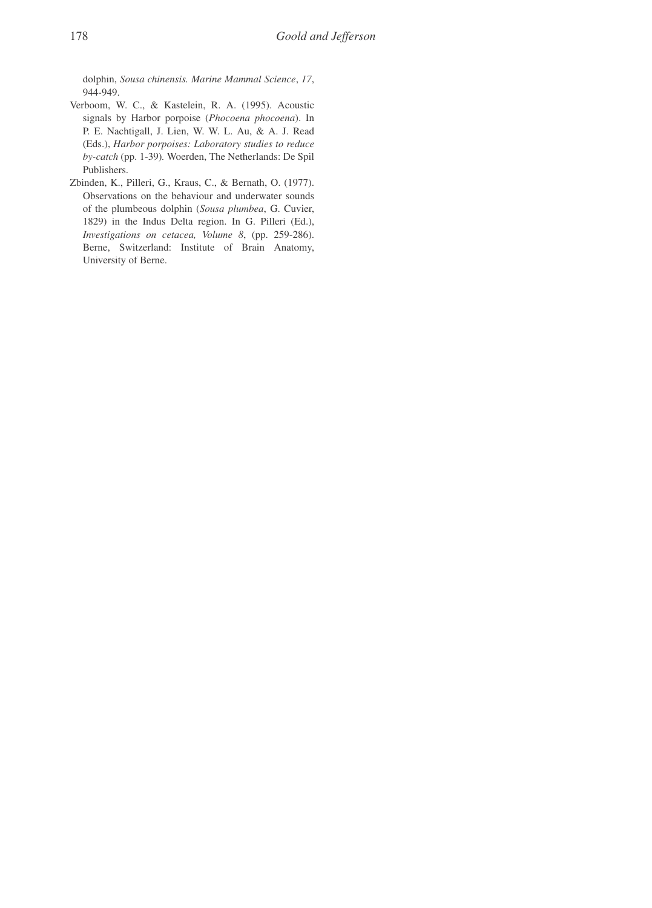dolphin, *Sousa chinensis*. *Marine Mammal Science*, *17*, 944-949.

Verboom, W. C., & Kastelein, R. A. (1995). Acoustic signals by Harbor porpoise (*Phocoena phocoena*). In P. E. Nachtigall, J. Lien, W. W. L. Au, & A. J. Read (Eds.), *Harbor porpoises: Laboratory studies to reduce by-catch* (pp. 1-39). Woerden, The Netherlands: De Spil Publishers.

Zbinden, K., Pilleri, G., Kraus, C., & Bernath, O. (1977). Observations on the behaviour and underwater sounds of the plumbeous dolphin (*Sousa plumbea*, G. Cuvier, 1829) in the Indus Delta region. In G. Pilleri (Ed.), *Investigations on cetacea, Volume 8*, (pp. 259-286). Berne, Switzerland: Institute of Brain Anatomy, University of Berne.